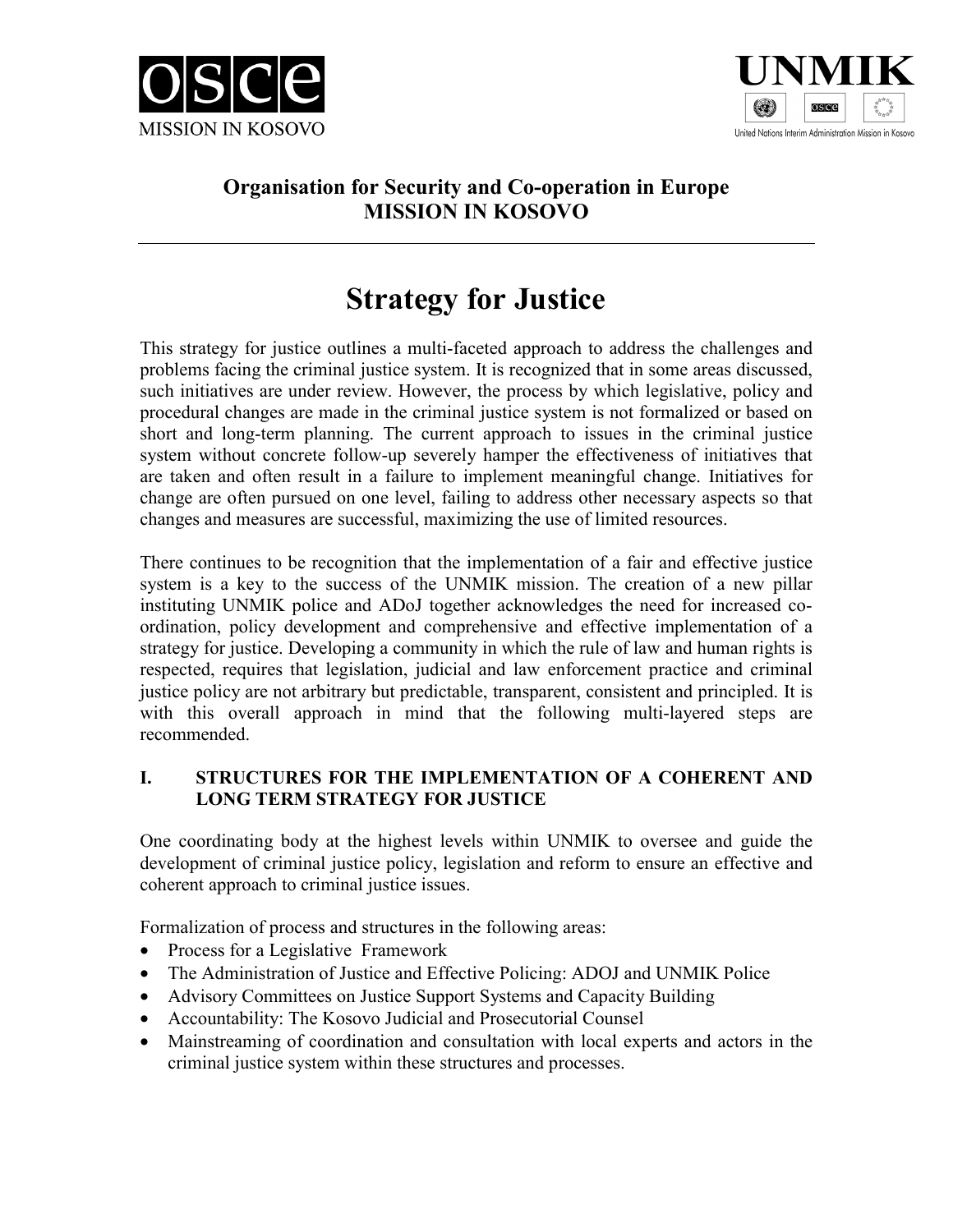OSCE
MISSION IN KOSOVO

UNMIK
United Nations Interim Administration Mission in Kosovo

**Organisation for Security and Co-operation in Europe**
**MISSION IN KOSOVO**

---

# Strategy for Justice

This strategy for justice outlines a multi-faceted approach to address the challenges and problems facing the criminal justice system. It is recognized that in some areas discussed, such initiatives are under review. However, the process by which legislative, policy and procedural changes are made in the criminal justice system is not formalized or based on short and long-term planning. The current approach to issues in the criminal justice system without concrete follow-up severely hamper the effectiveness of initiatives that are taken and often result in a failure to implement meaningful change. Initiatives for change are often pursued on one level, failing to address other necessary aspects so that changes and measures are successful, maximizing the use of limited resources.

There continues to be recognition that the implementation of a fair and effective justice system is a key to the success of the UNMIK mission. The creation of a new pillar instituting UNMIK police and ADoJ together acknowledges the need for increased co-ordination, policy development and comprehensive and effective implementation of a strategy for justice. Developing a community in which the rule of law and human rights is respected, requires that legislation, judicial and law enforcement practice and criminal justice policy are not arbitrary but predictable, transparent, consistent and principled. It is with this overall approach in mind that the following multi-layered steps are recommended.

## I. STRUCTURES FOR THE IMPLEMENTATION OF A COHERENT AND LONG TERM STRATEGY FOR JUSTICE

One coordinating body at the highest levels within UNMIK to oversee and guide the development of criminal justice policy, legislation and reform to ensure an effective and coherent approach to criminal justice issues.

Formalization of process and structures in the following areas:

- Process for a Legislative Framework
- The Administration of Justice and Effective Policing: ADOJ and UNMIK Police
- Advisory Committees on Justice Support Systems and Capacity Building
- Accountability: The Kosovo Judicial and Prosecutorial Counsel
- Mainstreaming of coordination and consultation with local experts and actors in the criminal justice system within these structures and processes.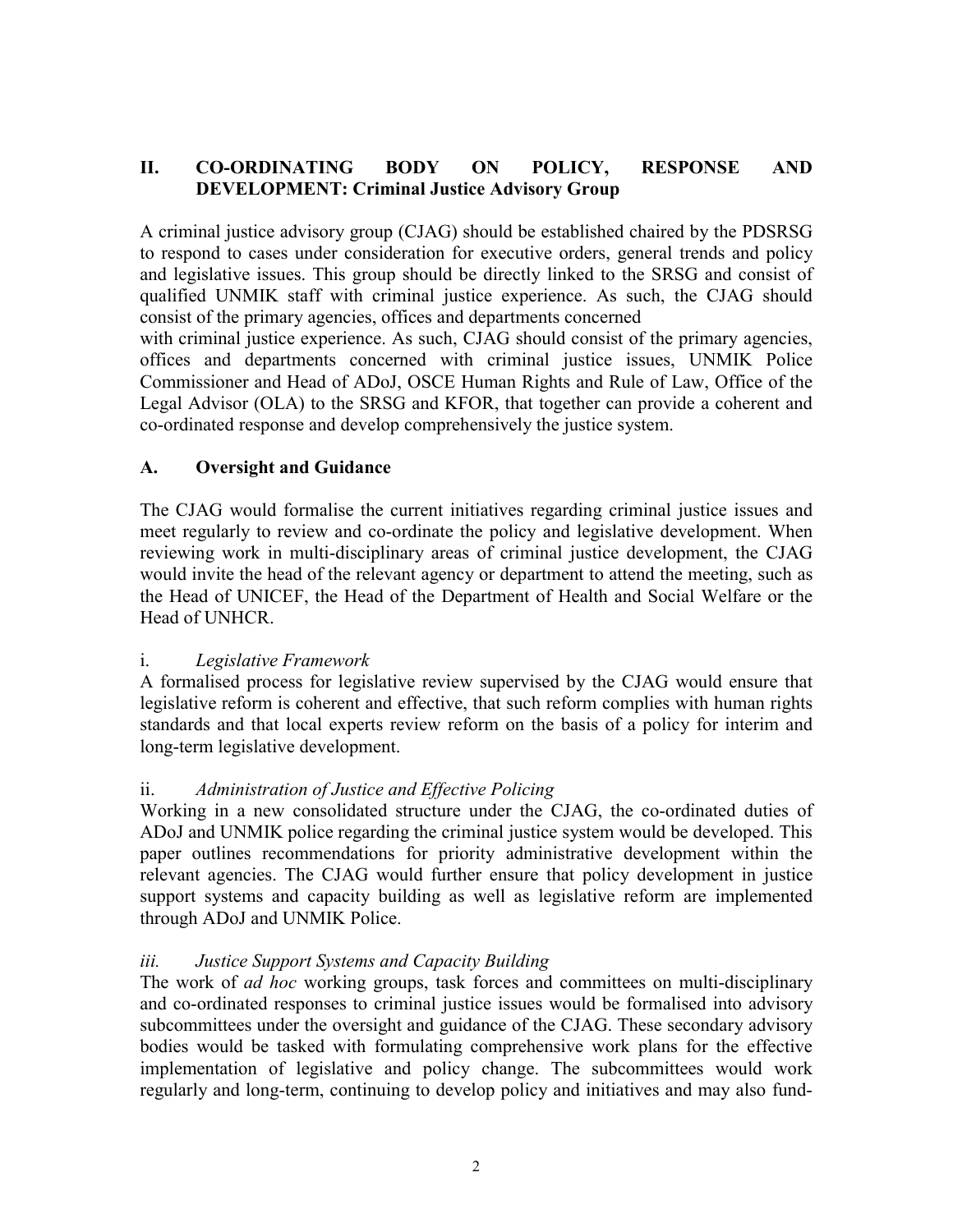## II. CO-ORDINATING BODY ON POLICY, RESPONSE AND DEVELOPMENT: Criminal Justice Advisory Group

A criminal justice advisory group (CJAG) should be established chaired by the PDSRSG to respond to cases under consideration for executive orders, general trends and policy and legislative issues. This group should be directly linked to the SRSG and consist of qualified UNMIK staff with criminal justice experience. As such, the CJAG should consist of the primary agencies, offices and departments concerned
with criminal justice experience. As such, CJAG should consist of the primary agencies, offices and departments concerned with criminal justice issues, UNMIK Police Commissioner and Head of ADoJ, OSCE Human Rights and Rule of Law, Office of the Legal Advisor (OLA) to the SRSG and KFOR, that together can provide a coherent and co-ordinated response and develop comprehensively the justice system.

### A. Oversight and Guidance

The CJAG would formalise the current initiatives regarding criminal justice issues and meet regularly to review and co-ordinate the policy and legislative development. When reviewing work in multi-disciplinary areas of criminal justice development, the CJAG would invite the head of the relevant agency or department to attend the meeting, such as the Head of UNICEF, the Head of the Department of Health and Social Welfare or the Head of UNHCR.

#### i. *Legislative Framework*

A formalised process for legislative review supervised by the CJAG would ensure that legislative reform is coherent and effective, that such reform complies with human rights standards and that local experts review reform on the basis of a policy for interim and long-term legislative development.

#### ii. *Administration of Justice and Effective Policing*

Working in a new consolidated structure under the CJAG, the co-ordinated duties of ADoJ and UNMIK police regarding the criminal justice system would be developed. This paper outlines recommendations for priority administrative development within the relevant agencies. The CJAG would further ensure that policy development in justice support systems and capacity building as well as legislative reform are implemented through ADoJ and UNMIK Police.

#### *iii. Justice Support Systems and Capacity Building*

The work of *ad hoc* working groups, task forces and committees on multi-disciplinary and co-ordinated responses to criminal justice issues would be formalised into advisory subcommittees under the oversight and guidance of the CJAG. These secondary advisory bodies would be tasked with formulating comprehensive work plans for the effective implementation of legislative and policy change. The subcommittees would work regularly and long-term, continuing to develop policy and initiatives and may also fund-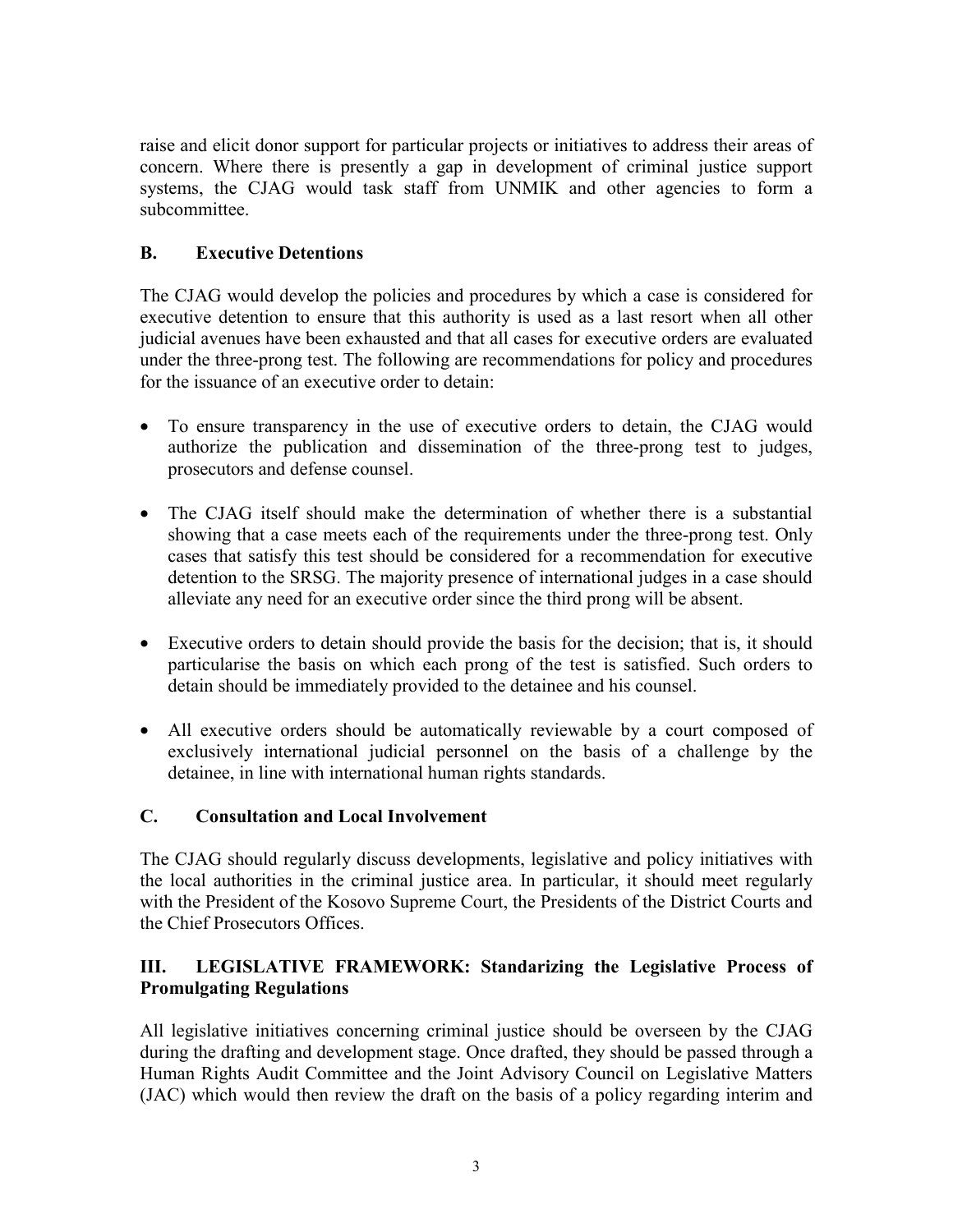raise and elicit donor support for particular projects or initiatives to address their areas of concern. Where there is presently a gap in development of criminal justice support systems, the CJAG would task staff from UNMIK and other agencies to form a subcommittee.

### B. Executive Detentions

The CJAG would develop the policies and procedures by which a case is considered for executive detention to ensure that this authority is used as a last resort when all other judicial avenues have been exhausted and that all cases for executive orders are evaluated under the three-prong test. The following are recommendations for policy and procedures for the issuance of an executive order to detain:

- To ensure transparency in the use of executive orders to detain, the CJAG would authorize the publication and dissemination of the three-prong test to judges, prosecutors and defense counsel.

- The CJAG itself should make the determination of whether there is a substantial showing that a case meets each of the requirements under the three-prong test. Only cases that satisfy this test should be considered for a recommendation for executive detention to the SRSG. The majority presence of international judges in a case should alleviate any need for an executive order since the third prong will be absent.

- Executive orders to detain should provide the basis for the decision; that is, it should particularise the basis on which each prong of the test is satisfied. Such orders to detain should be immediately provided to the detainee and his counsel.

- All executive orders should be automatically reviewable by a court composed of exclusively international judicial personnel on the basis of a challenge by the detainee, in line with international human rights standards.

### C. Consultation and Local Involvement

The CJAG should regularly discuss developments, legislative and policy initiatives with the local authorities in the criminal justice area. In particular, it should meet regularly with the President of the Kosovo Supreme Court, the Presidents of the District Courts and the Chief Prosecutors Offices.

## III. LEGISLATIVE FRAMEWORK: Standarizing the Legislative Process of Promulgating Regulations

All legislative initiatives concerning criminal justice should be overseen by the CJAG during the drafting and development stage. Once drafted, they should be passed through a Human Rights Audit Committee and the Joint Advisory Council on Legislative Matters (JAC) which would then review the draft on the basis of a policy regarding interim and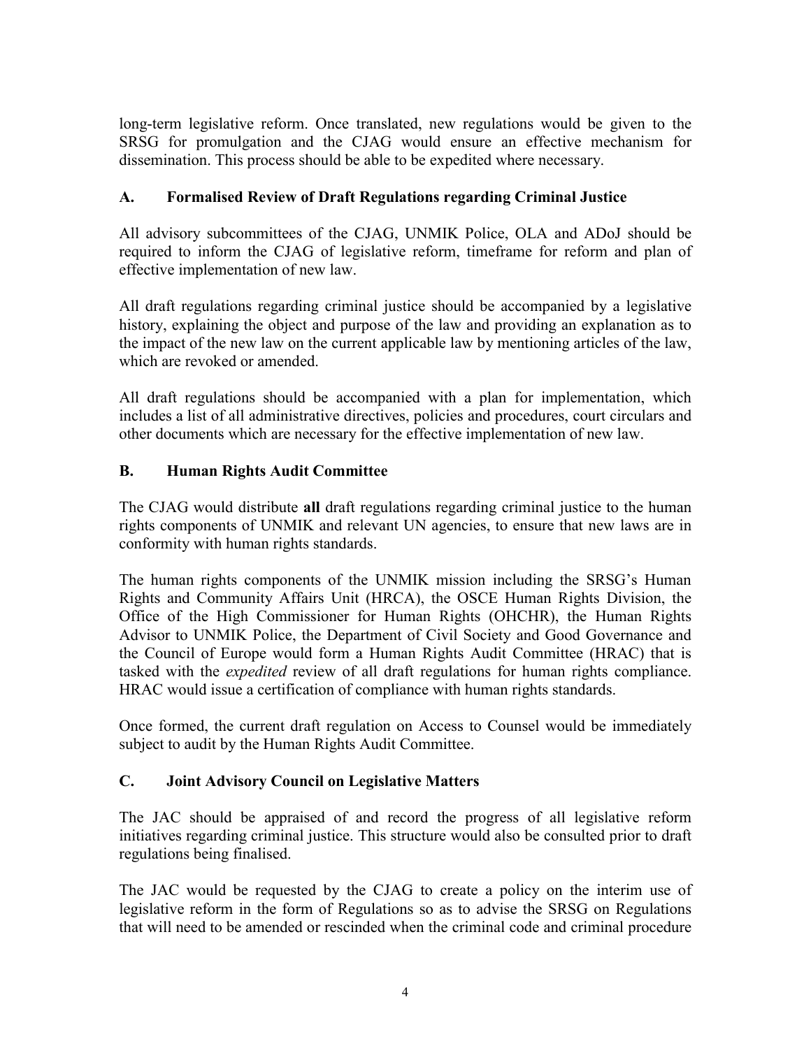long-term legislative reform. Once translated, new regulations would be given to the SRSG for promulgation and the CJAG would ensure an effective mechanism for dissemination. This process should be able to be expedited where necessary.

### A. Formalised Review of Draft Regulations regarding Criminal Justice

All advisory subcommittees of the CJAG, UNMIK Police, OLA and ADoJ should be required to inform the CJAG of legislative reform, timeframe for reform and plan of effective implementation of new law.

All draft regulations regarding criminal justice should be accompanied by a legislative history, explaining the object and purpose of the law and providing an explanation as to the impact of the new law on the current applicable law by mentioning articles of the law, which are revoked or amended.

All draft regulations should be accompanied with a plan for implementation, which includes a list of all administrative directives, policies and procedures, court circulars and other documents which are necessary for the effective implementation of new law.

### B. Human Rights Audit Committee

The CJAG would distribute **all** draft regulations regarding criminal justice to the human rights components of UNMIK and relevant UN agencies, to ensure that new laws are in conformity with human rights standards.

The human rights components of the UNMIK mission including the SRSG's Human Rights and Community Affairs Unit (HRCA), the OSCE Human Rights Division, the Office of the High Commissioner for Human Rights (OHCHR), the Human Rights Advisor to UNMIK Police, the Department of Civil Society and Good Governance and the Council of Europe would form a Human Rights Audit Committee (HRAC) that is tasked with the *expedited* review of all draft regulations for human rights compliance. HRAC would issue a certification of compliance with human rights standards.

Once formed, the current draft regulation on Access to Counsel would be immediately subject to audit by the Human Rights Audit Committee.

### C. Joint Advisory Council on Legislative Matters

The JAC should be appraised of and record the progress of all legislative reform initiatives regarding criminal justice. This structure would also be consulted prior to draft regulations being finalised.

The JAC would be requested by the CJAG to create a policy on the interim use of legislative reform in the form of Regulations so as to advise the SRSG on Regulations that will need to be amended or rescinded when the criminal code and criminal procedure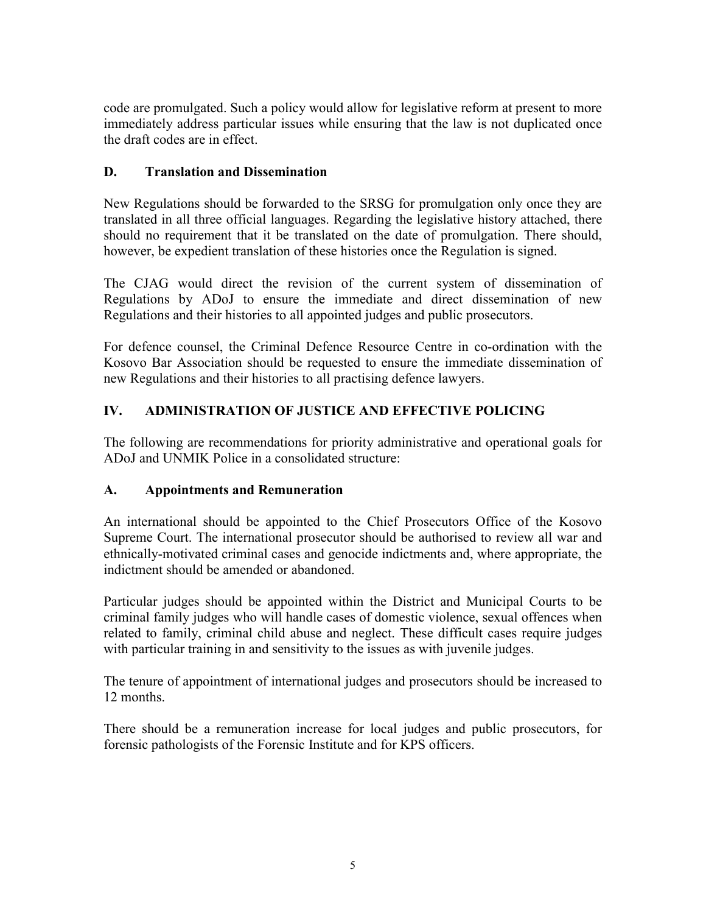code are promulgated. Such a policy would allow for legislative reform at present to more immediately address particular issues while ensuring that the law is not duplicated once the draft codes are in effect.

### D. Translation and Dissemination

New Regulations should be forwarded to the SRSG for promulgation only once they are translated in all three official languages. Regarding the legislative history attached, there should no requirement that it be translated on the date of promulgation. There should, however, be expedient translation of these histories once the Regulation is signed.

The CJAG would direct the revision of the current system of dissemination of Regulations by ADoJ to ensure the immediate and direct dissemination of new Regulations and their histories to all appointed judges and public prosecutors.

For defence counsel, the Criminal Defence Resource Centre in co-ordination with the Kosovo Bar Association should be requested to ensure the immediate dissemination of new Regulations and their histories to all practising defence lawyers.

## IV. ADMINISTRATION OF JUSTICE AND EFFECTIVE POLICING

The following are recommendations for priority administrative and operational goals for ADoJ and UNMIK Police in a consolidated structure:

### A. Appointments and Remuneration

An international should be appointed to the Chief Prosecutors Office of the Kosovo Supreme Court. The international prosecutor should be authorised to review all war and ethnically-motivated criminal cases and genocide indictments and, where appropriate, the indictment should be amended or abandoned.

Particular judges should be appointed within the District and Municipal Courts to be criminal family judges who will handle cases of domestic violence, sexual offences when related to family, criminal child abuse and neglect. These difficult cases require judges with particular training in and sensitivity to the issues as with juvenile judges.

The tenure of appointment of international judges and prosecutors should be increased to 12 months.

There should be a remuneration increase for local judges and public prosecutors, for forensic pathologists of the Forensic Institute and for KPS officers.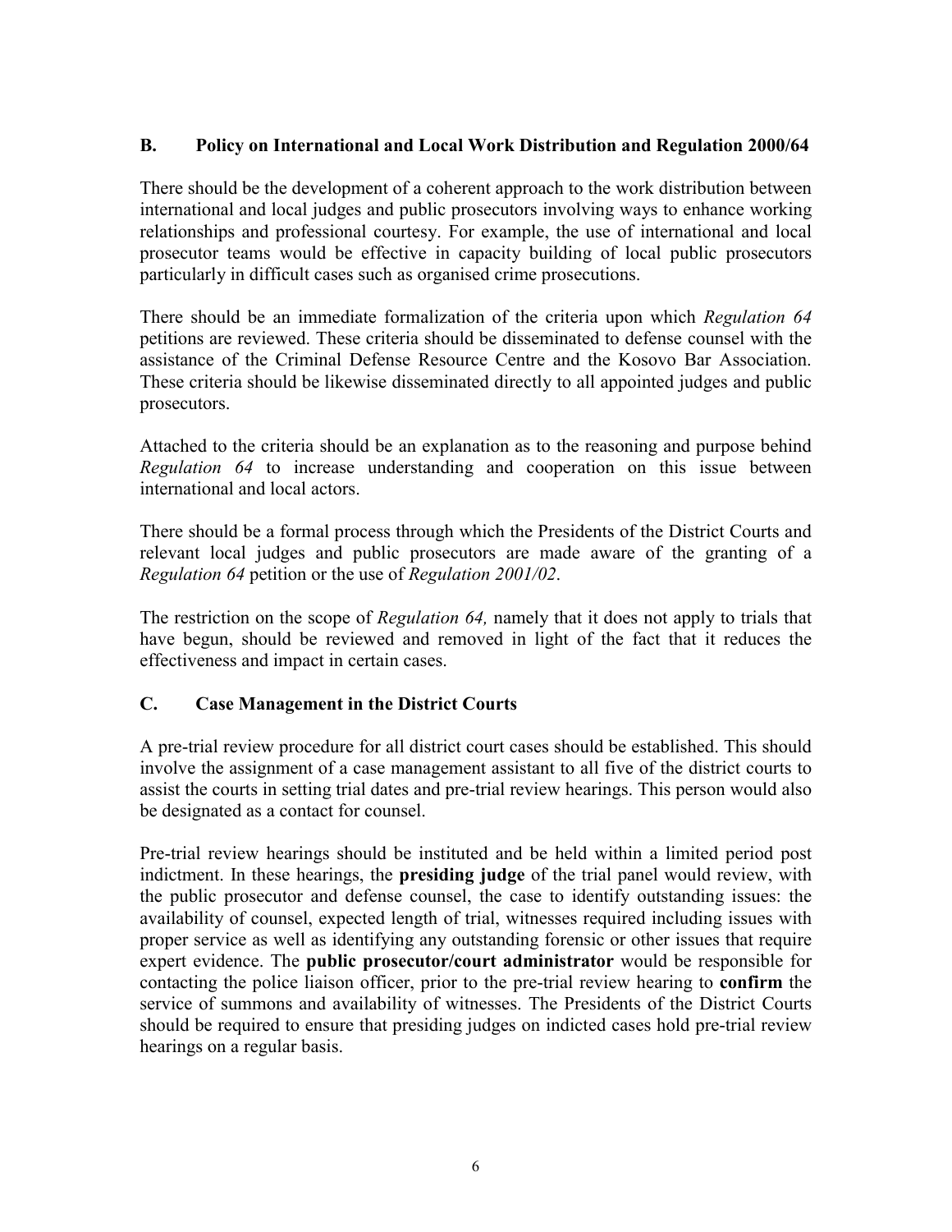## B. Policy on International and Local Work Distribution and Regulation 2000/64

There should be the development of a coherent approach to the work distribution between international and local judges and public prosecutors involving ways to enhance working relationships and professional courtesy. For example, the use of international and local prosecutor teams would be effective in capacity building of local public prosecutors particularly in difficult cases such as organised crime prosecutions.

There should be an immediate formalization of the criteria upon which *Regulation 64* petitions are reviewed. These criteria should be disseminated to defense counsel with the assistance of the Criminal Defense Resource Centre and the Kosovo Bar Association. These criteria should be likewise disseminated directly to all appointed judges and public prosecutors.

Attached to the criteria should be an explanation as to the reasoning and purpose behind *Regulation 64* to increase understanding and cooperation on this issue between international and local actors.

There should be a formal process through which the Presidents of the District Courts and relevant local judges and public prosecutors are made aware of the granting of a *Regulation 64* petition or the use of *Regulation 2001/02*.

The restriction on the scope of *Regulation 64,* namely that it does not apply to trials that have begun, should be reviewed and removed in light of the fact that it reduces the effectiveness and impact in certain cases.

## C. Case Management in the District Courts

A pre-trial review procedure for all district court cases should be established. This should involve the assignment of a case management assistant to all five of the district courts to assist the courts in setting trial dates and pre-trial review hearings. This person would also be designated as a contact for counsel.

Pre-trial review hearings should be instituted and be held within a limited period post indictment. In these hearings, the **presiding judge** of the trial panel would review, with the public prosecutor and defense counsel, the case to identify outstanding issues: the availability of counsel, expected length of trial, witnesses required including issues with proper service as well as identifying any outstanding forensic or other issues that require expert evidence. The **public prosecutor/court administrator** would be responsible for contacting the police liaison officer, prior to the pre-trial review hearing to **confirm** the service of summons and availability of witnesses. The Presidents of the District Courts should be required to ensure that presiding judges on indicted cases hold pre-trial review hearings on a regular basis.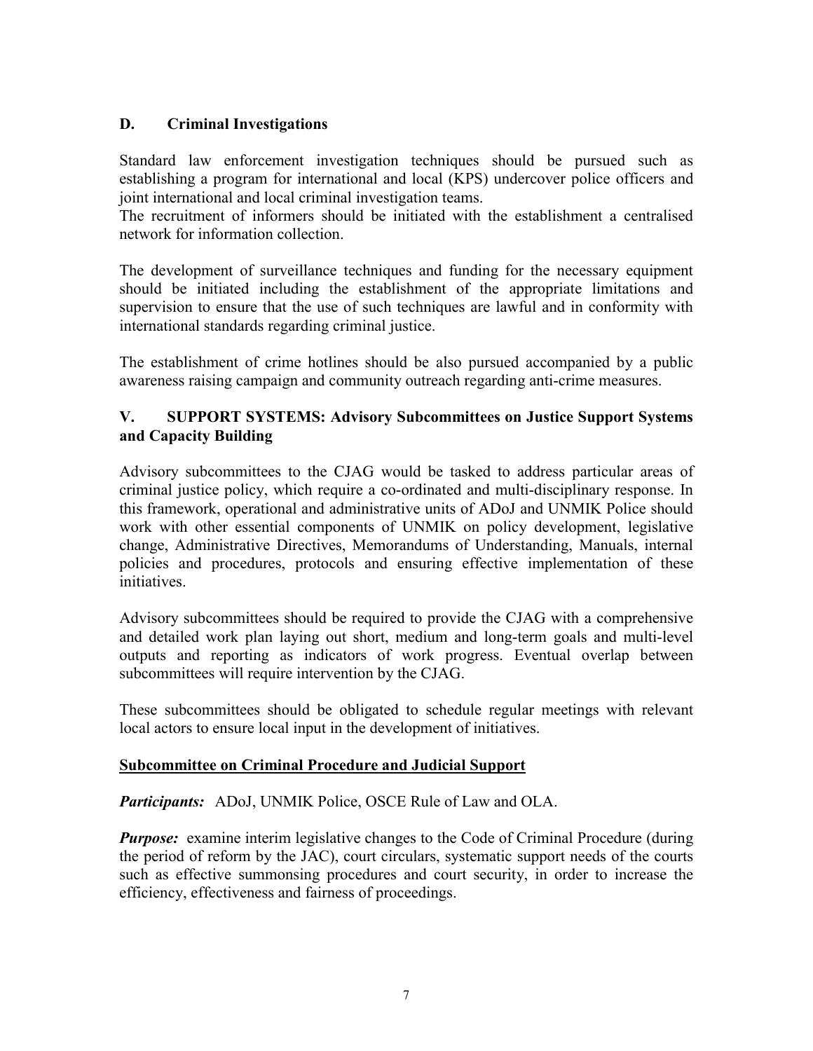## D. Criminal Investigations

Standard law enforcement investigation techniques should be pursued such as establishing a program for international and local (KPS) undercover police officers and joint international and local criminal investigation teams.
The recruitment of informers should be initiated with the establishment a centralised network for information collection.

The development of surveillance techniques and funding for the necessary equipment should be initiated including the establishment of the appropriate limitations and supervision to ensure that the use of such techniques are lawful and in conformity with international standards regarding criminal justice.

The establishment of crime hotlines should be also pursued accompanied by a public awareness raising campaign and community outreach regarding anti-crime measures.

# V. SUPPORT SYSTEMS: Advisory Subcommittees on Justice Support Systems and Capacity Building

Advisory subcommittees to the CJAG would be tasked to address particular areas of criminal justice policy, which require a co-ordinated and multi-disciplinary response. In this framework, operational and administrative units of ADoJ and UNMIK Police should work with other essential components of UNMIK on policy development, legislative change, Administrative Directives, Memorandums of Understanding, Manuals, internal policies and procedures, protocols and ensuring effective implementation of these initiatives.

Advisory subcommittees should be required to provide the CJAG with a comprehensive and detailed work plan laying out short, medium and long-term goals and multi-level outputs and reporting as indicators of work progress. Eventual overlap between subcommittees will require intervention by the CJAG.

These subcommittees should be obligated to schedule regular meetings with relevant local actors to ensure local input in the development of initiatives.

### Subcommittee on Criminal Procedure and Judicial Support

***Participants:*** ADoJ, UNMIK Police, OSCE Rule of Law and OLA.

***Purpose:*** examine interim legislative changes to the Code of Criminal Procedure (during the period of reform by the JAC), court circulars, systematic support needs of the courts such as effective summonsing procedures and court security, in order to increase the efficiency, effectiveness and fairness of proceedings.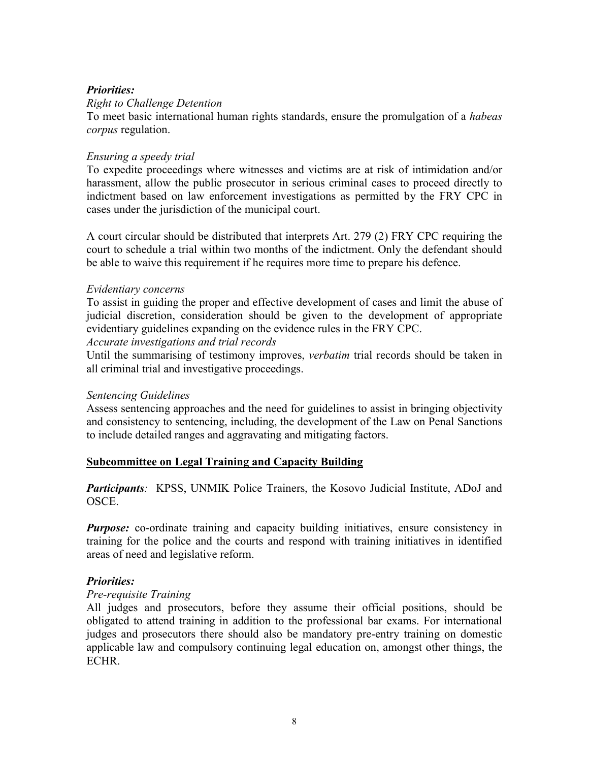***Priorities:***

*Right to Challenge Detention*

To meet basic international human rights standards, ensure the promulgation of a *habeas corpus* regulation.

*Ensuring a speedy trial*

To expedite proceedings where witnesses and victims are at risk of intimidation and/or harassment, allow the public prosecutor in serious criminal cases to proceed directly to indictment based on law enforcement investigations as permitted by the FRY CPC in cases under the jurisdiction of the municipal court.

A court circular should be distributed that interprets Art. 279 (2) FRY CPC requiring the court to schedule a trial within two months of the indictment. Only the defendant should be able to waive this requirement if he requires more time to prepare his defence.

*Evidentiary concerns*

To assist in guiding the proper and effective development of cases and limit the abuse of judicial discretion, consideration should be given to the development of appropriate evidentiary guidelines expanding on the evidence rules in the FRY CPC.

*Accurate investigations and trial records*

Until the summarising of testimony improves, *verbatim* trial records should be taken in all criminal trial and investigative proceedings.

*Sentencing Guidelines*

Assess sentencing approaches and the need for guidelines to assist in bringing objectivity and consistency to sentencing, including, the development of the Law on Penal Sanctions to include detailed ranges and aggravating and mitigating factors.

**Subcommittee on Legal Training and Capacity Building**

***Participants****:* KPSS, UNMIK Police Trainers, the Kosovo Judicial Institute, ADoJ and OSCE.

***Purpose:*** co-ordinate training and capacity building initiatives, ensure consistency in training for the police and the courts and respond with training initiatives in identified areas of need and legislative reform.

***Priorities:***

*Pre-requisite Training*

All judges and prosecutors, before they assume their official positions, should be obligated to attend training in addition to the professional bar exams. For international judges and prosecutors there should also be mandatory pre-entry training on domestic applicable law and compulsory continuing legal education on, amongst other things, the ECHR.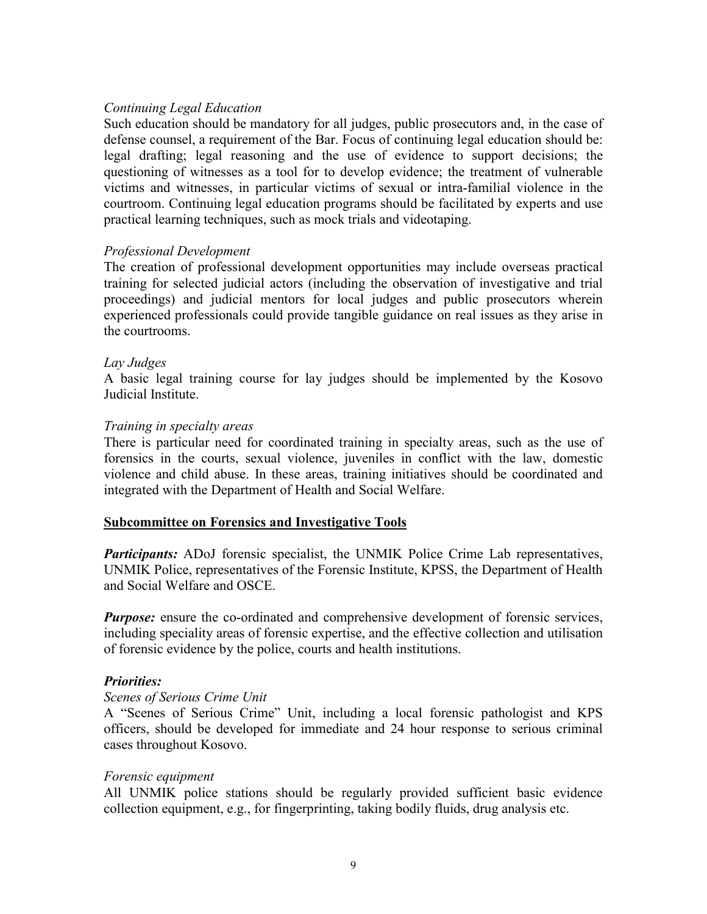*Continuing Legal Education*

Such education should be mandatory for all judges, public prosecutors and, in the case of defense counsel, a requirement of the Bar. Focus of continuing legal education should be: legal drafting; legal reasoning and the use of evidence to support decisions; the questioning of witnesses as a tool for to develop evidence; the treatment of vulnerable victims and witnesses, in particular victims of sexual or intra-familial violence in the courtroom. Continuing legal education programs should be facilitated by experts and use practical learning techniques, such as mock trials and videotaping.

*Professional Development*

The creation of professional development opportunities may include overseas practical training for selected judicial actors (including the observation of investigative and trial proceedings) and judicial mentors for local judges and public prosecutors wherein experienced professionals could provide tangible guidance on real issues as they arise in the courtrooms.

*Lay Judges*

A basic legal training course for lay judges should be implemented by the Kosovo Judicial Institute.

*Training in specialty areas*

There is particular need for coordinated training in specialty areas, such as the use of forensics in the courts, sexual violence, juveniles in conflict with the law, domestic violence and child abuse. In these areas, training initiatives should be coordinated and integrated with the Department of Health and Social Welfare.

**Subcommittee on Forensics and Investigative Tools**

***Participants:*** ADoJ forensic specialist, the UNMIK Police Crime Lab representatives, UNMIK Police, representatives of the Forensic Institute, KPSS, the Department of Health and Social Welfare and OSCE.

***Purpose:*** ensure the co-ordinated and comprehensive development of forensic services, including speciality areas of forensic expertise, and the effective collection and utilisation of forensic evidence by the police, courts and health institutions.

***Priorities:***

*Scenes of Serious Crime Unit*

A "Scenes of Serious Crime" Unit, including a local forensic pathologist and KPS officers, should be developed for immediate and 24 hour response to serious criminal cases throughout Kosovo.

*Forensic equipment*

All UNMIK police stations should be regularly provided sufficient basic evidence collection equipment, e.g., for fingerprinting, taking bodily fluids, drug analysis etc.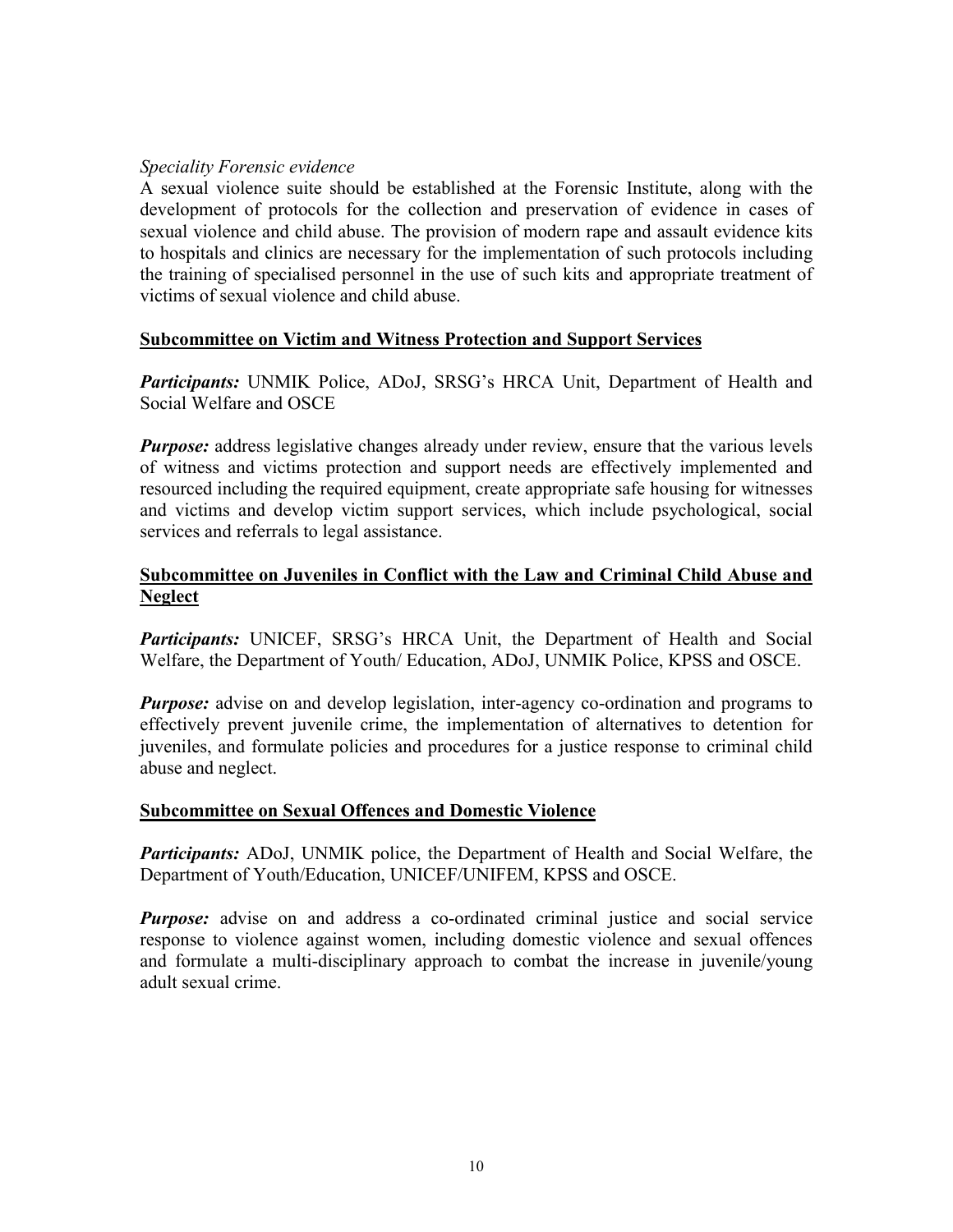*Speciality Forensic evidence*

A sexual violence suite should be established at the Forensic Institute, along with the development of protocols for the collection and preservation of evidence in cases of sexual violence and child abuse. The provision of modern rape and assault evidence kits to hospitals and clinics are necessary for the implementation of such protocols including the training of specialised personnel in the use of such kits and appropriate treatment of victims of sexual violence and child abuse.

**Subcommittee on Victim and Witness Protection and Support Services**

***Participants:*** UNMIK Police, ADoJ, SRSG's HRCA Unit, Department of Health and Social Welfare and OSCE

***Purpose:*** address legislative changes already under review, ensure that the various levels of witness and victims protection and support needs are effectively implemented and resourced including the required equipment, create appropriate safe housing for witnesses and victims and develop victim support services, which include psychological, social services and referrals to legal assistance.

**Subcommittee on Juveniles in Conflict with the Law and Criminal Child Abuse and Neglect**

***Participants:*** UNICEF, SRSG's HRCA Unit, the Department of Health and Social Welfare, the Department of Youth/ Education, ADoJ, UNMIK Police, KPSS and OSCE.

***Purpose:*** advise on and develop legislation, inter-agency co-ordination and programs to effectively prevent juvenile crime, the implementation of alternatives to detention for juveniles, and formulate policies and procedures for a justice response to criminal child abuse and neglect.

**Subcommittee on Sexual Offences and Domestic Violence**

***Participants:*** ADoJ, UNMIK police, the Department of Health and Social Welfare, the Department of Youth/Education, UNICEF/UNIFEM, KPSS and OSCE.

***Purpose:*** advise on and address a co-ordinated criminal justice and social service response to violence against women, including domestic violence and sexual offences and formulate a multi-disciplinary approach to combat the increase in juvenile/young adult sexual crime.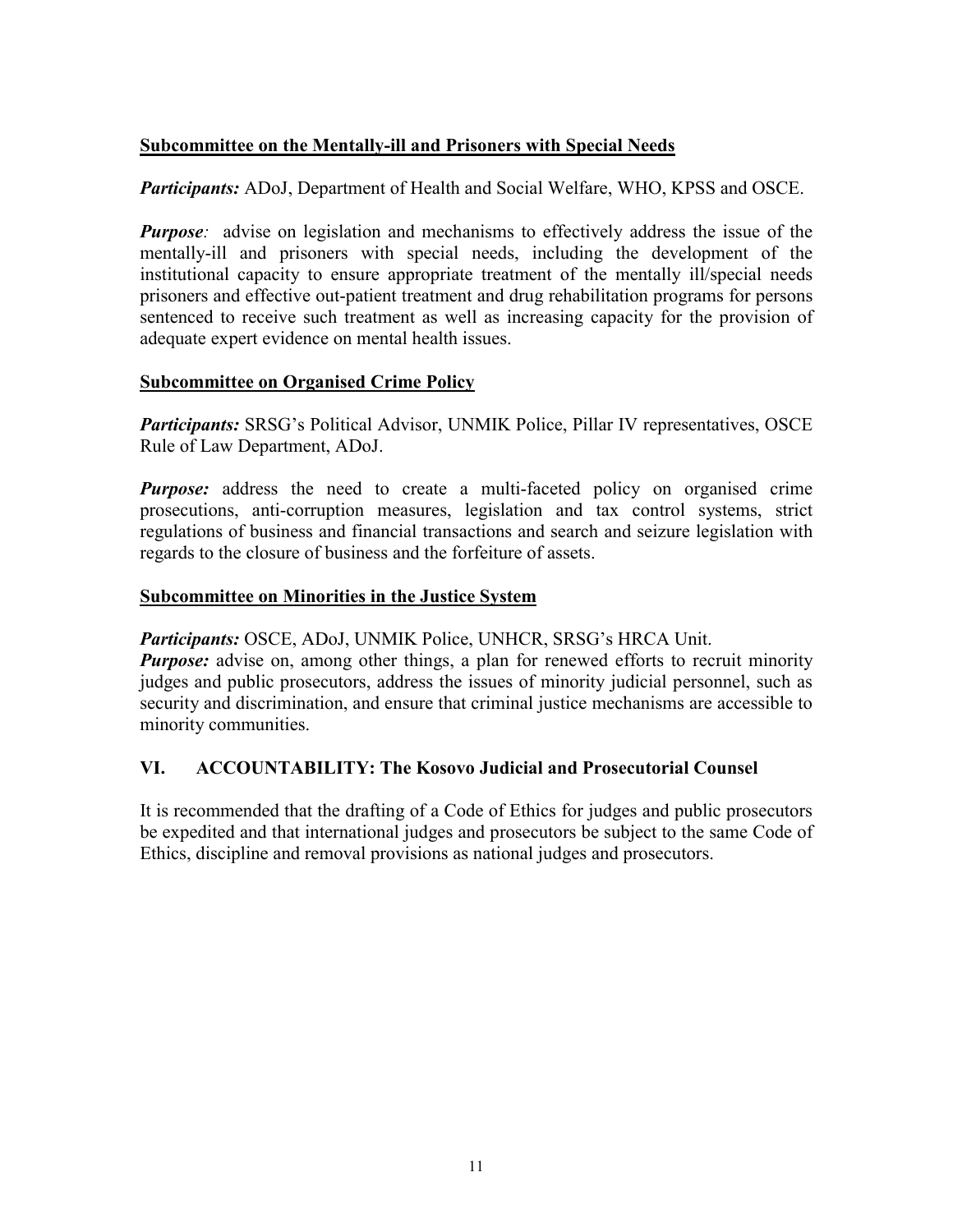**Subcommittee on the Mentally-ill and Prisoners with Special Needs**

***Participants:*** ADoJ, Department of Health and Social Welfare, WHO, KPSS and OSCE.

***Purpose:*** advise on legislation and mechanisms to effectively address the issue of the mentally-ill and prisoners with special needs, including the development of the institutional capacity to ensure appropriate treatment of the mentally ill/special needs prisoners and effective out-patient treatment and drug rehabilitation programs for persons sentenced to receive such treatment as well as increasing capacity for the provision of adequate expert evidence on mental health issues.

**Subcommittee on Organised Crime Policy**

***Participants:*** SRSG's Political Advisor, UNMIK Police, Pillar IV representatives, OSCE Rule of Law Department, ADoJ.

***Purpose:*** address the need to create a multi-faceted policy on organised crime prosecutions, anti-corruption measures, legislation and tax control systems, strict regulations of business and financial transactions and search and seizure legislation with regards to the closure of business and the forfeiture of assets.

**Subcommittee on Minorities in the Justice System**

***Participants:*** OSCE, ADoJ, UNMIK Police, UNHCR, SRSG's HRCA Unit.
***Purpose:*** advise on, among other things, a plan for renewed efforts to recruit minority judges and public prosecutors, address the issues of minority judicial personnel, such as security and discrimination, and ensure that criminal justice mechanisms are accessible to minority communities.

## VI. ACCOUNTABILITY: The Kosovo Judicial and Prosecutorial Counsel

It is recommended that the drafting of a Code of Ethics for judges and public prosecutors be expedited and that international judges and prosecutors be subject to the same Code of Ethics, discipline and removal provisions as national judges and prosecutors.